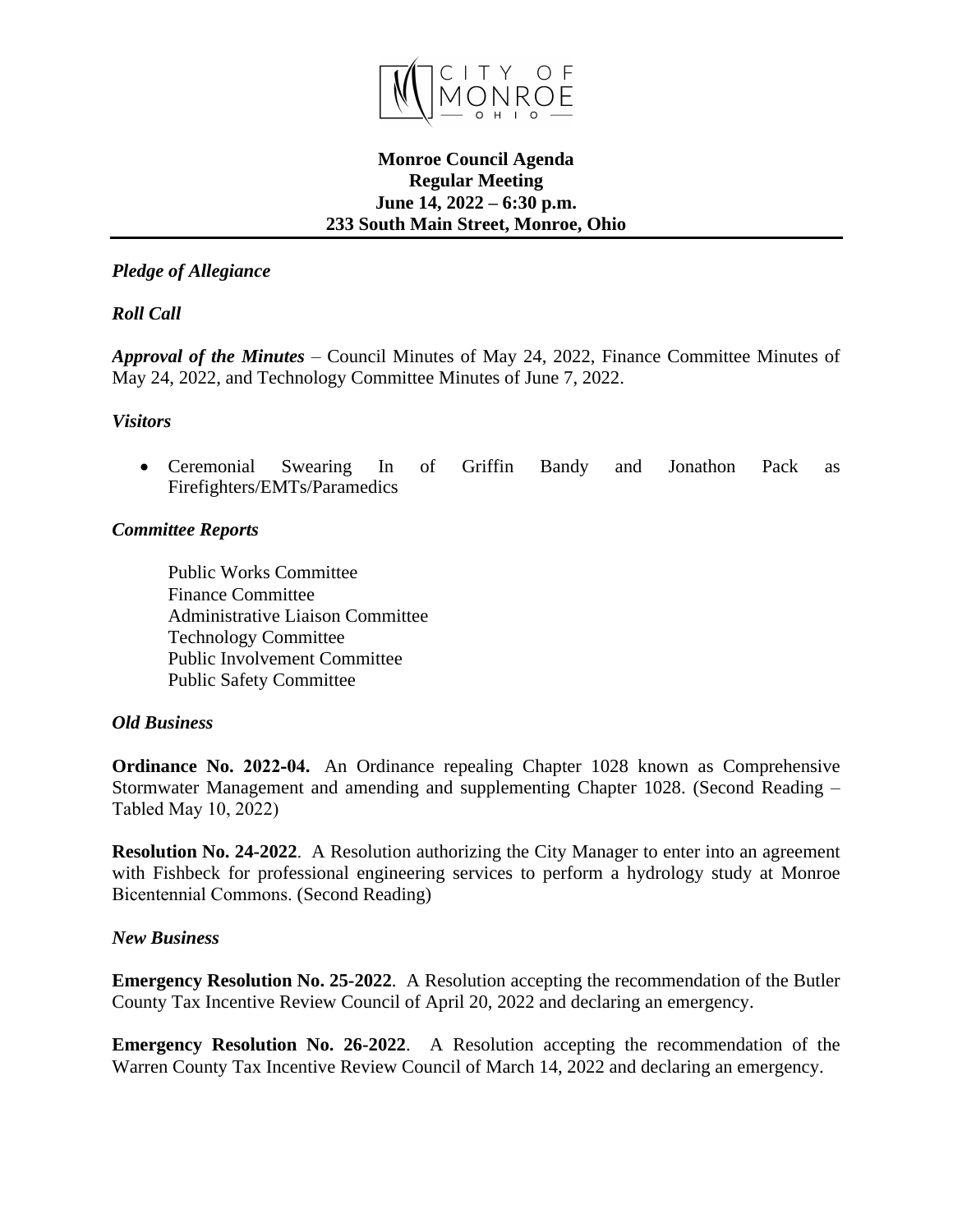CITY OF MONROE OHIO

**Monroe Council Agenda**
**Regular Meeting**
**June 14, 2022 – 6:30 p.m.**
**233 South Main Street, Monroe, Ohio**

***Pledge of Allegiance***

***Roll Call***

***Approval of the Minutes*** – Council Minutes of May 24, 2022, Finance Committee Minutes of May 24, 2022, and Technology Committee Minutes of June 7, 2022.

***Visitors***

- Ceremonial Swearing In of Griffin Bandy and Jonathon Pack as Firefighters/EMTs/Paramedics

***Committee Reports***

Public Works Committee
Finance Committee
Administrative Liaison Committee
Technology Committee
Public Involvement Committee
Public Safety Committee

***Old Business***

**Ordinance No. 2022-04.** An Ordinance repealing Chapter 1028 known as Comprehensive Stormwater Management and amending and supplementing Chapter 1028. (Second Reading – Tabled May 10, 2022)

**Resolution No. 24-2022**. A Resolution authorizing the City Manager to enter into an agreement with Fishbeck for professional engineering services to perform a hydrology study at Monroe Bicentennial Commons. (Second Reading)

***New Business***

**Emergency Resolution No. 25-2022**. A Resolution accepting the recommendation of the Butler County Tax Incentive Review Council of April 20, 2022 and declaring an emergency.

**Emergency Resolution No. 26-2022**. A Resolution accepting the recommendation of the Warren County Tax Incentive Review Council of March 14, 2022 and declaring an emergency.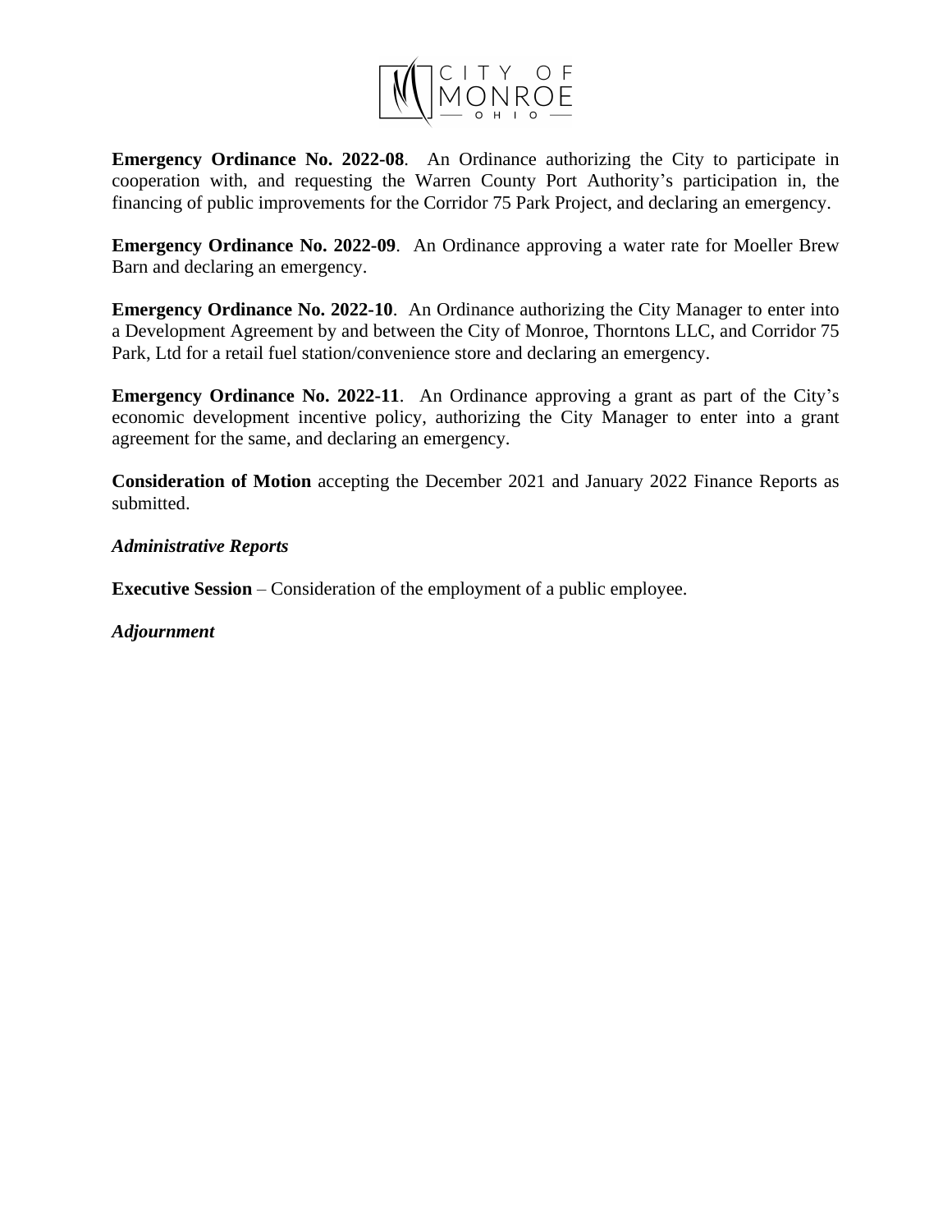**Emergency Ordinance No. 2022-08**. An Ordinance authorizing the City to participate in cooperation with, and requesting the Warren County Port Authority's participation in, the financing of public improvements for the Corridor 75 Park Project, and declaring an emergency.

**Emergency Ordinance No. 2022-09**. An Ordinance approving a water rate for Moeller Brew Barn and declaring an emergency.

**Emergency Ordinance No. 2022-10**. An Ordinance authorizing the City Manager to enter into a Development Agreement by and between the City of Monroe, Thorntons LLC, and Corridor 75 Park, Ltd for a retail fuel station/convenience store and declaring an emergency.

**Emergency Ordinance No. 2022-11**. An Ordinance approving a grant as part of the City's economic development incentive policy, authorizing the City Manager to enter into a grant agreement for the same, and declaring an emergency.

**Consideration of Motion** accepting the December 2021 and January 2022 Finance Reports as submitted.

***Administrative Reports***

**Executive Session** – Consideration of the employment of a public employee.

***Adjournment***